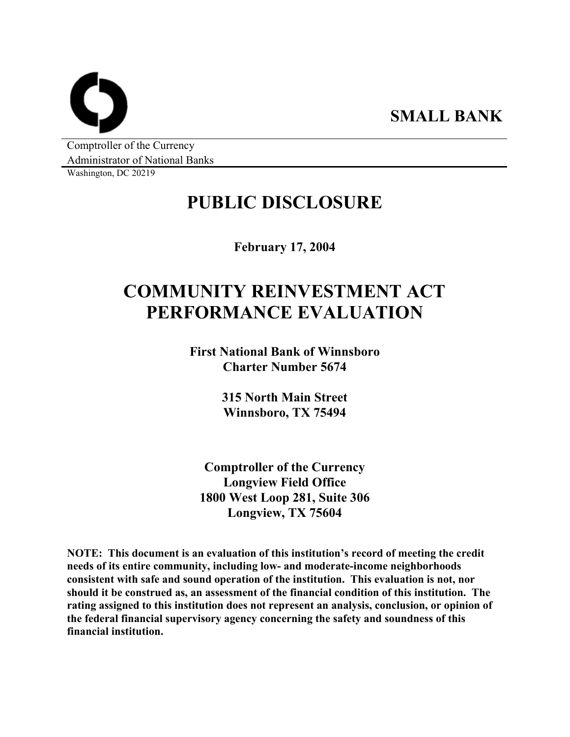**SMALL BANK**

Comptroller of the Currency
Administrator of National Banks
Washington, DC 20219

# PUBLIC DISCLOSURE

**February 17, 2004**

# COMMUNITY REINVESTMENT ACT PERFORMANCE EVALUATION

**First National Bank of Winnsboro**
**Charter Number 5674**

**315 North Main Street**
**Winnsboro, TX 75494**

**Comptroller of the Currency**
**Longview Field Office**
**1800 West Loop 281, Suite 306**
**Longview, TX 75604**

**NOTE: This document is an evaluation of this institution's record of meeting the credit needs of its entire community, including low- and moderate-income neighborhoods consistent with safe and sound operation of the institution. This evaluation is not, nor should it be construed as, an assessment of the financial condition of this institution. The rating assigned to this institution does not represent an analysis, conclusion, or opinion of the federal financial supervisory agency concerning the safety and soundness of this financial institution.**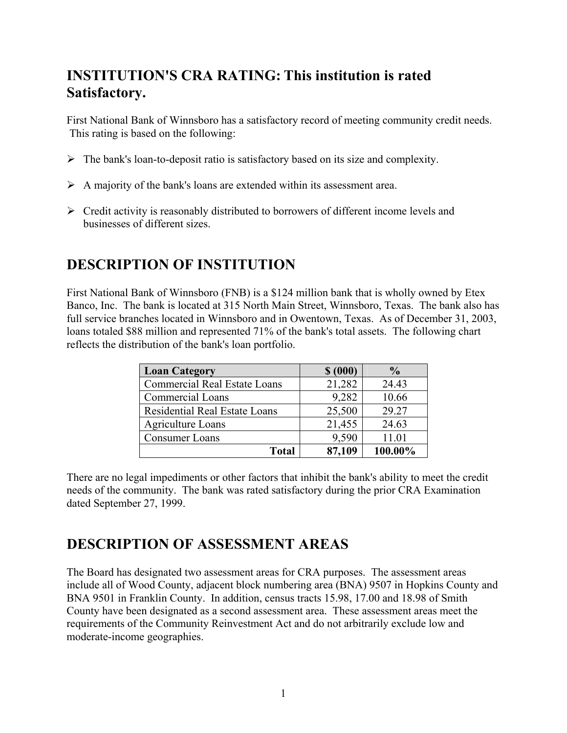## INSTITUTION'S CRA RATING: This institution is rated Satisfactory.

First National Bank of Winnsboro has a satisfactory record of meeting community credit needs. This rating is based on the following:

- The bank's loan-to-deposit ratio is satisfactory based on its size and complexity.
- A majority of the bank's loans are extended within its assessment area.
- Credit activity is reasonably distributed to borrowers of different income levels and businesses of different sizes.

# DESCRIPTION OF INSTITUTION

First National Bank of Winnsboro (FNB) is a $124 million bank that is wholly owned by Etex Banco, Inc. The bank is located at 315 North Main Street, Winnsboro, Texas. The bank also has full service branches located in Winnsboro and in Owentown, Texas. As of December 31, 2003, loans totaled $88 million and represented 71% of the bank's total assets. The following chart reflects the distribution of the bank's loan portfolio.

| Loan Category | $ (000) | % |
|---|---|---|
| Commercial Real Estate Loans | 21,282 | 24.43 |
| Commercial Loans | 9,282 | 10.66 |
| Residential Real Estate Loans | 25,500 | 29.27 |
| Agriculture Loans | 21,455 | 24.63 |
| Consumer Loans | 9,590 | 11.01 |
| **Total** | **87,109** | **100.00%** |

There are no legal impediments or other factors that inhibit the bank's ability to meet the credit needs of the community. The bank was rated satisfactory during the prior CRA Examination dated September 27, 1999.

# DESCRIPTION OF ASSESSMENT AREAS

The Board has designated two assessment areas for CRA purposes. The assessment areas include all of Wood County, adjacent block numbering area (BNA) 9507 in Hopkins County and BNA 9501 in Franklin County. In addition, census tracts 15.98, 17.00 and 18.98 of Smith County have been designated as a second assessment area. These assessment areas meet the requirements of the Community Reinvestment Act and do not arbitrarily exclude low and moderate-income geographies.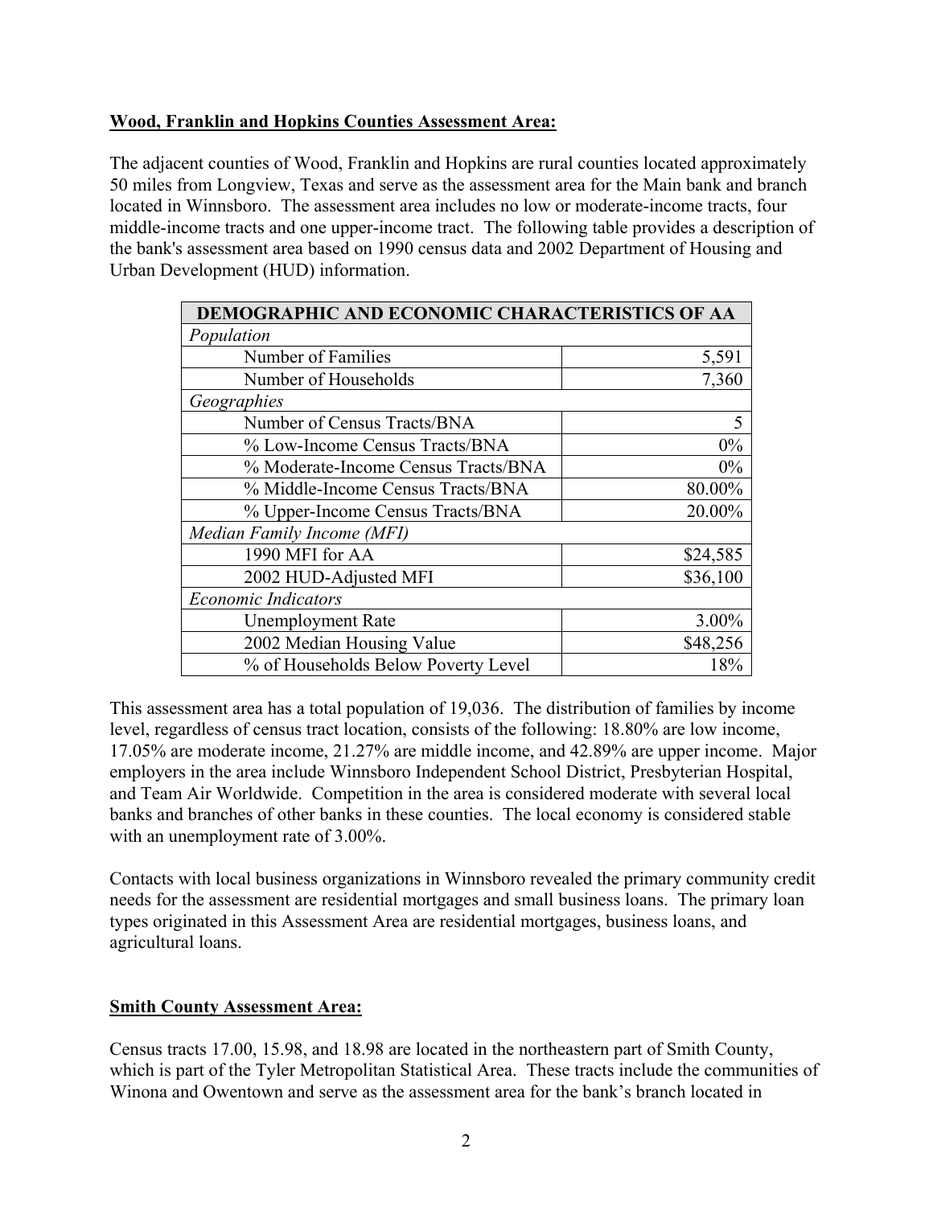**Wood, Franklin and Hopkins Counties Assessment Area:**

The adjacent counties of Wood, Franklin and Hopkins are rural counties located approximately 50 miles from Longview, Texas and serve as the assessment area for the Main bank and branch located in Winnsboro. The assessment area includes no low or moderate-income tracts, four middle-income tracts and one upper-income tract. The following table provides a description of the bank's assessment area based on 1990 census data and 2002 Department of Housing and Urban Development (HUD) information.

| DEMOGRAPHIC AND ECONOMIC CHARACTERISTICS OF AA | |
|---|---|
| *Population* | |
| Number of Families | 5,591 |
| Number of Households | 7,360 |
| *Geographies* | |
| Number of Census Tracts/BNA | 5 |
| % Low-Income Census Tracts/BNA | 0% |
| % Moderate-Income Census Tracts/BNA | 0% |
| % Middle-Income Census Tracts/BNA | 80.00% |
| % Upper-Income Census Tracts/BNA | 20.00% |
| *Median Family Income (MFI)* | |
| 1990 MFI for AA | $24,585 |
| 2002 HUD-Adjusted MFI | $36,100 |
| *Economic Indicators* | |
| Unemployment Rate | 3.00% |
| 2002 Median Housing Value | $48,256 |
| % of Households Below Poverty Level | 18% |

This assessment area has a total population of 19,036. The distribution of families by income level, regardless of census tract location, consists of the following: 18.80% are low income, 17.05% are moderate income, 21.27% are middle income, and 42.89% are upper income. Major employers in the area include Winnsboro Independent School District, Presbyterian Hospital, and Team Air Worldwide. Competition in the area is considered moderate with several local banks and branches of other banks in these counties. The local economy is considered stable with an unemployment rate of 3.00%.

Contacts with local business organizations in Winnsboro revealed the primary community credit needs for the assessment are residential mortgages and small business loans. The primary loan types originated in this Assessment Area are residential mortgages, business loans, and agricultural loans.

**Smith County Assessment Area:**

Census tracts 17.00, 15.98, and 18.98 are located in the northeastern part of Smith County, which is part of the Tyler Metropolitan Statistical Area. These tracts include the communities of Winona and Owentown and serve as the assessment area for the bank's branch located in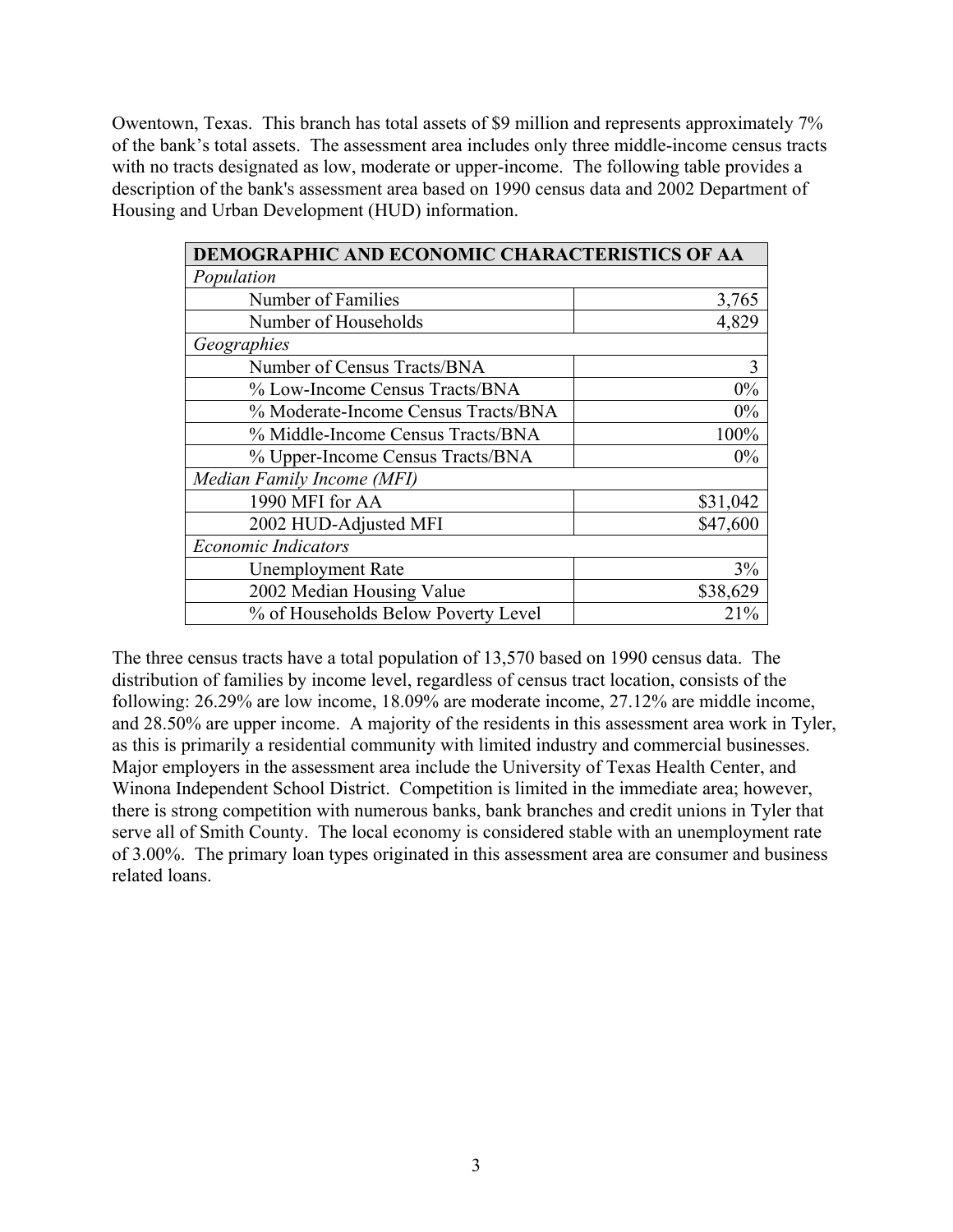Owentown, Texas. This branch has total assets of $9 million and represents approximately 7% of the bank's total assets. The assessment area includes only three middle-income census tracts with no tracts designated as low, moderate or upper-income. The following table provides a description of the bank's assessment area based on 1990 census data and 2002 Department of Housing and Urban Development (HUD) information.

| **DEMOGRAPHIC AND ECONOMIC CHARACTERISTICS OF AA** | |
|---|---|
| *Population* | |
| Number of Families | 3,765 |
| Number of Households | 4,829 |
| *Geographies* | |
| Number of Census Tracts/BNA | 3 |
| % Low-Income Census Tracts/BNA | 0% |
| % Moderate-Income Census Tracts/BNA | 0% |
| % Middle-Income Census Tracts/BNA | 100% |
| % Upper-Income Census Tracts/BNA | 0% |
| *Median Family Income (MFI)* | |
| 1990 MFI for AA | $31,042 |
| 2002 HUD-Adjusted MFI | $47,600 |
| *Economic Indicators* | |
| Unemployment Rate | 3% |
| 2002 Median Housing Value | $38,629 |
| % of Households Below Poverty Level | 21% |

The three census tracts have a total population of 13,570 based on 1990 census data. The distribution of families by income level, regardless of census tract location, consists of the following: 26.29% are low income, 18.09% are moderate income, 27.12% are middle income, and 28.50% are upper income. A majority of the residents in this assessment area work in Tyler, as this is primarily a residential community with limited industry and commercial businesses. Major employers in the assessment area include the University of Texas Health Center, and Winona Independent School District. Competition is limited in the immediate area; however, there is strong competition with numerous banks, bank branches and credit unions in Tyler that serve all of Smith County. The local economy is considered stable with an unemployment rate of 3.00%. The primary loan types originated in this assessment area are consumer and business related loans.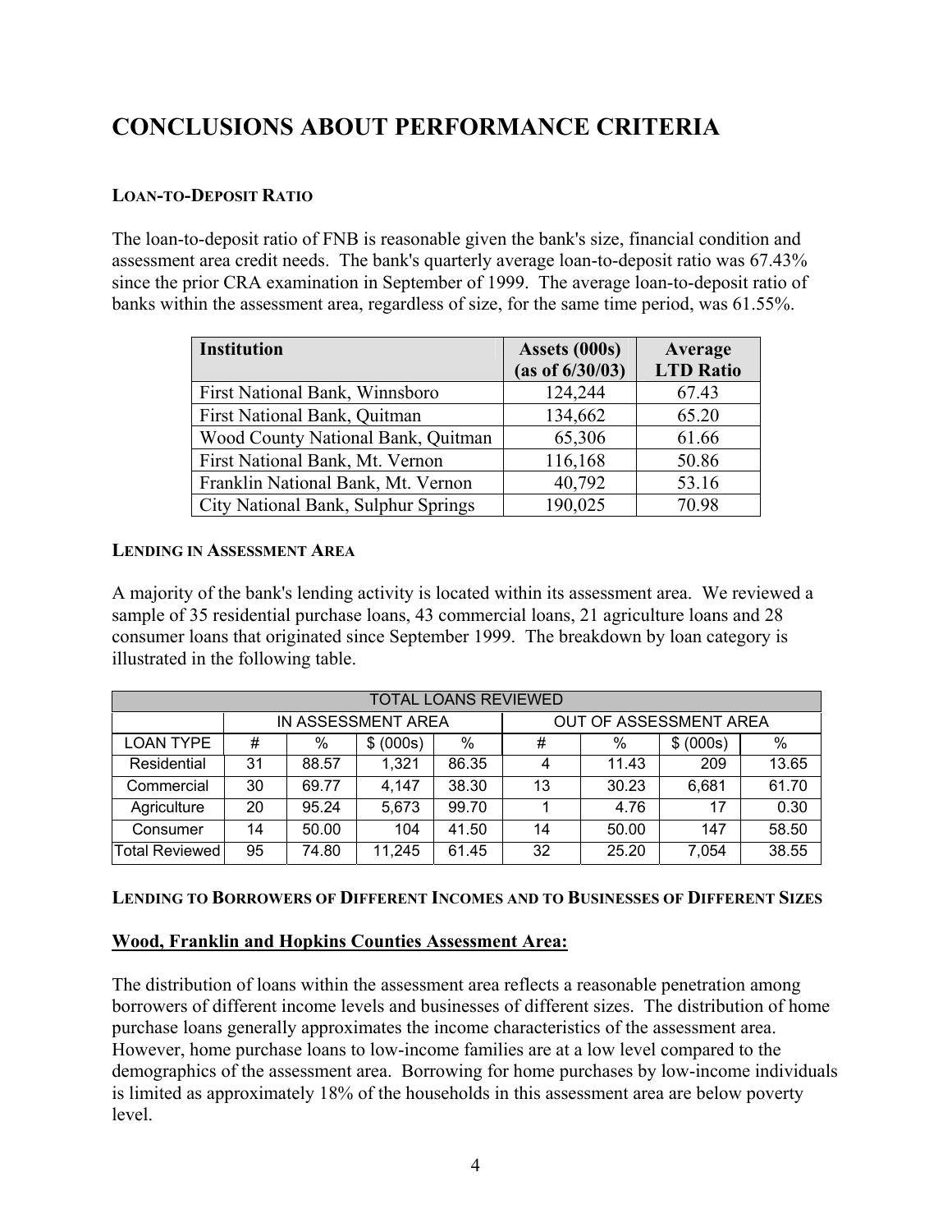# CONCLUSIONS ABOUT PERFORMANCE CRITERIA

### LOAN-TO-DEPOSIT RATIO

The loan-to-deposit ratio of FNB is reasonable given the bank's size, financial condition and assessment area credit needs. The bank's quarterly average loan-to-deposit ratio was 67.43% since the prior CRA examination in September of 1999. The average loan-to-deposit ratio of banks within the assessment area, regardless of size, for the same time period, was 61.55%.

| Institution | Assets (000s) (as of 6/30/03) | Average LTD Ratio |
|---|---|---|
| First National Bank, Winnsboro | 124,244 | 67.43 |
| First National Bank, Quitman | 134,662 | 65.20 |
| Wood County National Bank, Quitman | 65,306 | 61.66 |
| First National Bank, Mt. Vernon | 116,168 | 50.86 |
| Franklin National Bank, Mt. Vernon | 40,792 | 53.16 |
| City National Bank, Sulphur Springs | 190,025 | 70.98 |

### LENDING IN ASSESSMENT AREA

A majority of the bank's lending activity is located within its assessment area. We reviewed a sample of 35 residential purchase loans, 43 commercial loans, 21 agriculture loans and 28 consumer loans that originated since September 1999. The breakdown by loan category is illustrated in the following table.

| TOTAL LOANS REVIEWED | | | | | | | | |
|---|---|---|---|---|---|---|---|---|
| | IN ASSESSMENT AREA | | | | OUT OF ASSESSMENT AREA | | | |
| LOAN TYPE | # | % | $ (000s) | % | # | % | $ (000s) | % |
| Residential | 31 | 88.57 | 1,321 | 86.35 | 4 | 11.43 | 209 | 13.65 |
| Commercial | 30 | 69.77 | 4,147 | 38.30 | 13 | 30.23 | 6,681 | 61.70 |
| Agriculture | 20 | 95.24 | 5,673 | 99.70 | 1 | 4.76 | 17 | 0.30 |
| Consumer | 14 | 50.00 | 104 | 41.50 | 14 | 50.00 | 147 | 58.50 |
| Total Reviewed | 95 | 74.80 | 11,245 | 61.45 | 32 | 25.20 | 7,054 | 38.55 |

### LENDING TO BORROWERS OF DIFFERENT INCOMES AND TO BUSINESSES OF DIFFERENT SIZES

**Wood, Franklin and Hopkins Counties Assessment Area:**

The distribution of loans within the assessment area reflects a reasonable penetration among borrowers of different income levels and businesses of different sizes. The distribution of home purchase loans generally approximates the income characteristics of the assessment area. However, home purchase loans to low-income families are at a low level compared to the demographics of the assessment area. Borrowing for home purchases by low-income individuals is limited as approximately 18% of the households in this assessment area are below poverty level.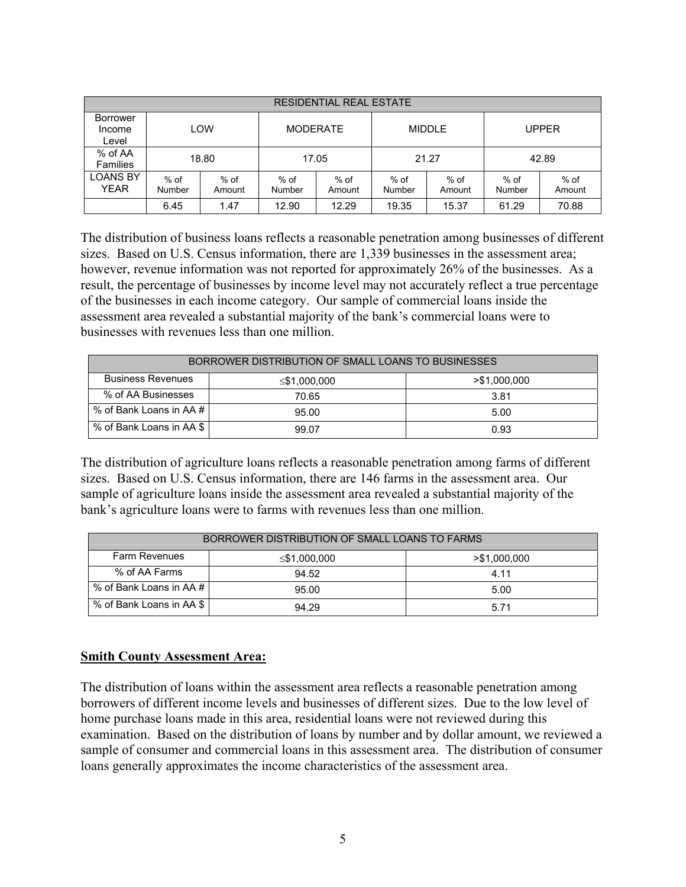| RESIDENTIAL REAL ESTATE | | | | | | | | |
|---|---|---|---|---|---|---|---|---|
| Borrower Income Level | LOW | | MODERATE | | MIDDLE | | UPPER | |
| % of AA Families | 18.80 | | 17.05 | | 21.27 | | 42.89 | |
| LOANS BY YEAR | % of Number | % of Amount | % of Number | % of Amount | % of Number | % of Amount | % of Number | % of Amount |
| | 6.45 | 1.47 | 12.90 | 12.29 | 19.35 | 15.37 | 61.29 | 70.88 |

The distribution of business loans reflects a reasonable penetration among businesses of different sizes. Based on U.S. Census information, there are 1,339 businesses in the assessment area; however, revenue information was not reported for approximately 26% of the businesses. As a result, the percentage of businesses by income level may not accurately reflect a true percentage of the businesses in each income category. Our sample of commercial loans inside the assessment area revealed a substantial majority of the bank's commercial loans were to businesses with revenues less than one million.

| BORROWER DISTRIBUTION OF SMALL LOANS TO BUSINESSES | | |
|---|---|---|
| Business Revenues | ≤$1,000,000 | >$1,000,000 |
| % of AA Businesses | 70.65 | 3.81 |
| % of Bank Loans in AA # | 95.00 | 5.00 |
| % of Bank Loans in AA $ | 99.07 | 0.93 |

The distribution of agriculture loans reflects a reasonable penetration among farms of different sizes. Based on U.S. Census information, there are 146 farms in the assessment area. Our sample of agriculture loans inside the assessment area revealed a substantial majority of the bank's agriculture loans were to farms with revenues less than one million.

| BORROWER DISTRIBUTION OF SMALL LOANS TO FARMS | | |
|---|---|---|
| Farm Revenues | ≤$1,000,000 | >$1,000,000 |
| % of AA Farms | 94.52 | 4.11 |
| % of Bank Loans in AA # | 95.00 | 5.00 |
| % of Bank Loans in AA $ | 94.29 | 5.71 |

**Smith County Assessment Area:**

The distribution of loans within the assessment area reflects a reasonable penetration among borrowers of different income levels and businesses of different sizes. Due to the low level of home purchase loans made in this area, residential loans were not reviewed during this examination. Based on the distribution of loans by number and by dollar amount, we reviewed a sample of consumer and commercial loans in this assessment area. The distribution of consumer loans generally approximates the income characteristics of the assessment area.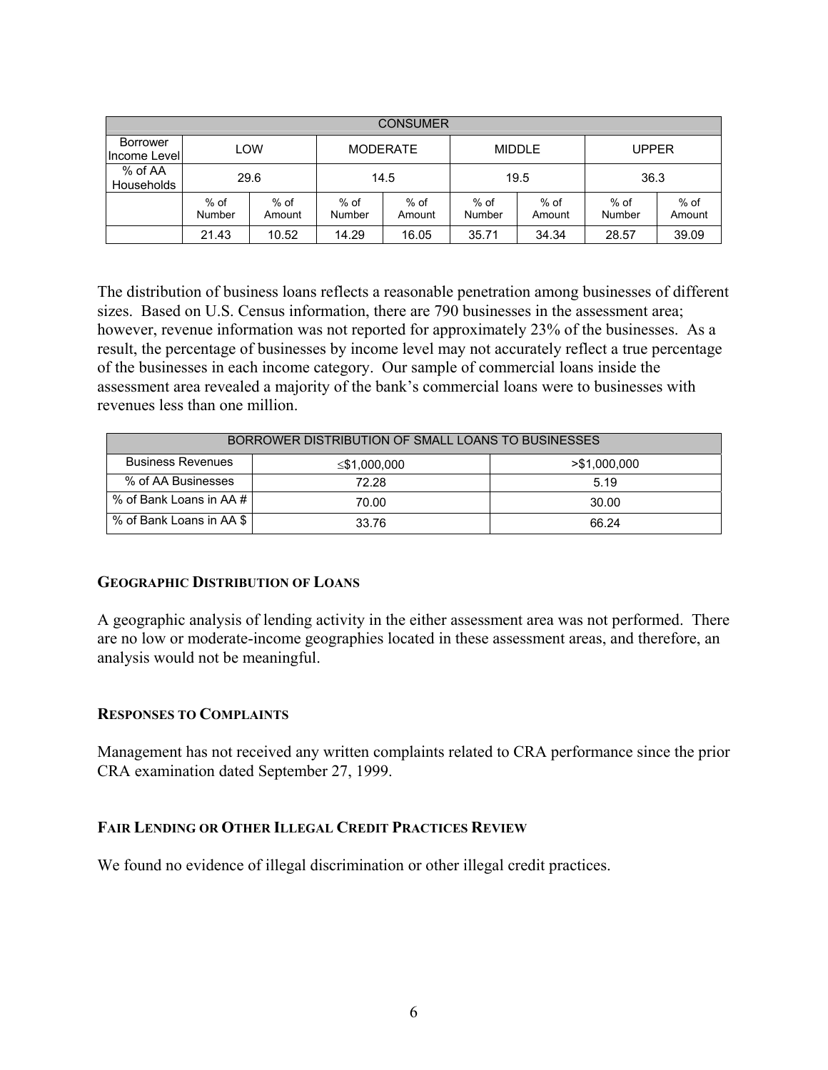| CONSUMER | | | | | | | | |
|---|---|---|---|---|---|---|---|---|
| Borrower Income Level | LOW | | MODERATE | | MIDDLE | | UPPER | |
| % of AA Households | 29.6 | | 14.5 | | 19.5 | | 36.3 | |
| | % of Number | % of Amount | % of Number | % of Amount | % of Number | % of Amount | % of Number | % of Amount |
| | 21.43 | 10.52 | 14.29 | 16.05 | 35.71 | 34.34 | 28.57 | 39.09 |

The distribution of business loans reflects a reasonable penetration among businesses of different sizes. Based on U.S. Census information, there are 790 businesses in the assessment area; however, revenue information was not reported for approximately 23% of the businesses. As a result, the percentage of businesses by income level may not accurately reflect a true percentage of the businesses in each income category. Our sample of commercial loans inside the assessment area revealed a majority of the bank's commercial loans were to businesses with revenues less than one million.

| BORROWER DISTRIBUTION OF SMALL LOANS TO BUSINESSES | | |
|---|---|---|
| Business Revenues | ≤$1,000,000 | >$1,000,000 |
| % of AA Businesses | 72.28 | 5.19 |
| % of Bank Loans in AA # | 70.00 | 30.00 |
| % of Bank Loans in AA $ | 33.76 | 66.24 |

### GEOGRAPHIC DISTRIBUTION OF LOANS

A geographic analysis of lending activity in the either assessment area was not performed. There are no low or moderate-income geographies located in these assessment areas, and therefore, an analysis would not be meaningful.

### RESPONSES TO COMPLAINTS

Management has not received any written complaints related to CRA performance since the prior CRA examination dated September 27, 1999.

### FAIR LENDING OR OTHER ILLEGAL CREDIT PRACTICES REVIEW

We found no evidence of illegal discrimination or other illegal credit practices.